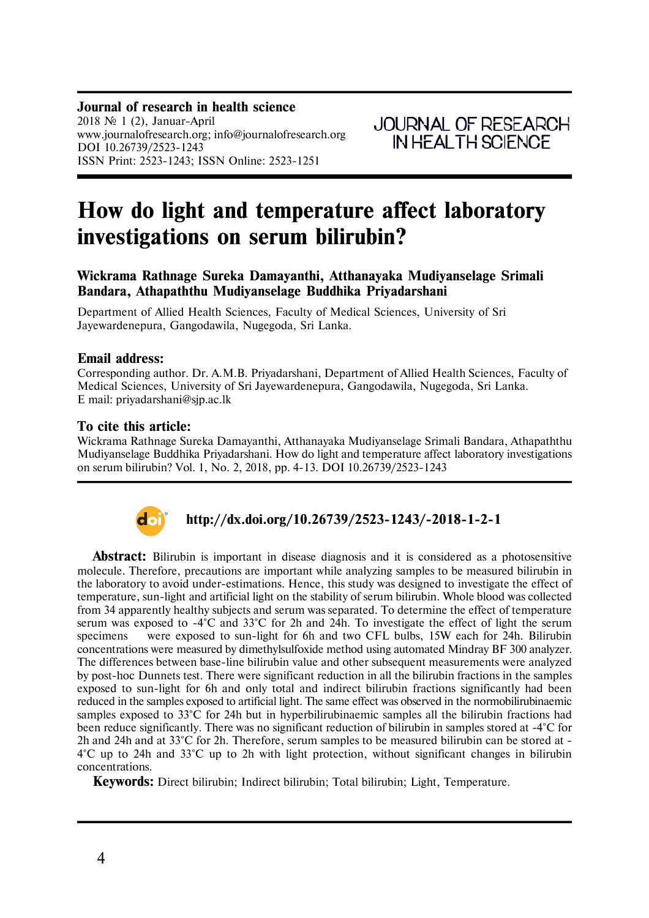**Journal of research in health science**
2018 № 1 (2), Januar-April
www.journalofresearch.org; info@journalofresearch.org
DOI 10.26739/2523-1243
ISSN Print: 2523-1243; ISSN Online: 2523-1251

JOURNAL OF RESEARCH IN HEALTH SCIENCE

# How do light and temperature affect laboratory investigations on serum bilirubin?

**Wickrama Rathnage Sureka Damayanthi, Atthanayaka Mudiyanselage Srimali Bandara, Athapaththu Mudiyanselage Buddhika Priyadarshani**

Department of Allied Health Sciences, Faculty of Medical Sciences, University of Sri Jayewardenepura, Gangodawila, Nugegoda, Sri Lanka.

### Email address:

Corresponding author. Dr. A.M.B. Priyadarshani, Department of Allied Health Sciences, Faculty of Medical Sciences, University of Sri Jayewardenepura, Gangodawila, Nugegoda, Sri Lanka.
E mail: priyadarshani@sjp.ac.lk

### To cite this article:

Wickrama Rathnage Sureka Damayanthi, Atthanayaka Mudiyanselage Srimali Bandara, Athapaththu Mudiyanselage Buddhika Priyadarshani. How do light and temperature affect laboratory investigations on serum bilirubin? Vol. 1, No. 2, 2018, pp. 4-13. DOI 10.26739/2523-1243

**http://dx.doi.org/10.26739/2523-1243/-2018-1-2-1**

**Abstract:** Bilirubin is important in disease diagnosis and it is considered as a photosensitive molecule. Therefore, precautions are important while analyzing samples to be measured bilirubin in the laboratory to avoid under-estimations. Hence, this study was designed to investigate the effect of temperature, sun-light and artificial light on the stability of serum bilirubin. Whole blood was collected from 34 apparently healthy subjects and serum was separated. To determine the effect of temperature serum was exposed to -4˚C and 33˚C for 2h and 24h. To investigate the effect of light the serum specimens were exposed to sun-light for 6h and two CFL bulbs, 15W each for 24h. Bilirubin concentrations were measured by dimethylsulfoxide method using automated Mindray BF 300 analyzer. The differences between base-line bilirubin value and other subsequent measurements were analyzed by post-hoc Dunnets test. There were significant reduction in all the bilirubin fractions in the samples exposed to sun-light for 6h and only total and indirect bilirubin fractions significantly had been reduced in the samples exposed to artificial light. The same effect was observed in the normobilirubinaemic samples exposed to 33˚C for 24h but in hyperbilirubinaemic samples all the bilirubin fractions had been reduce significantly. There was no significant reduction of bilirubin in samples stored at -4˚C for 2h and 24h and at 33˚C for 2h. Therefore, serum samples to be measured bilirubin can be stored at -4˚C up to 24h and 33˚C up to 2h with light protection, without significant changes in bilirubin concentrations.

**Keywords:** Direct bilirubin; Indirect bilirubin; Total bilirubin; Light, Temperature.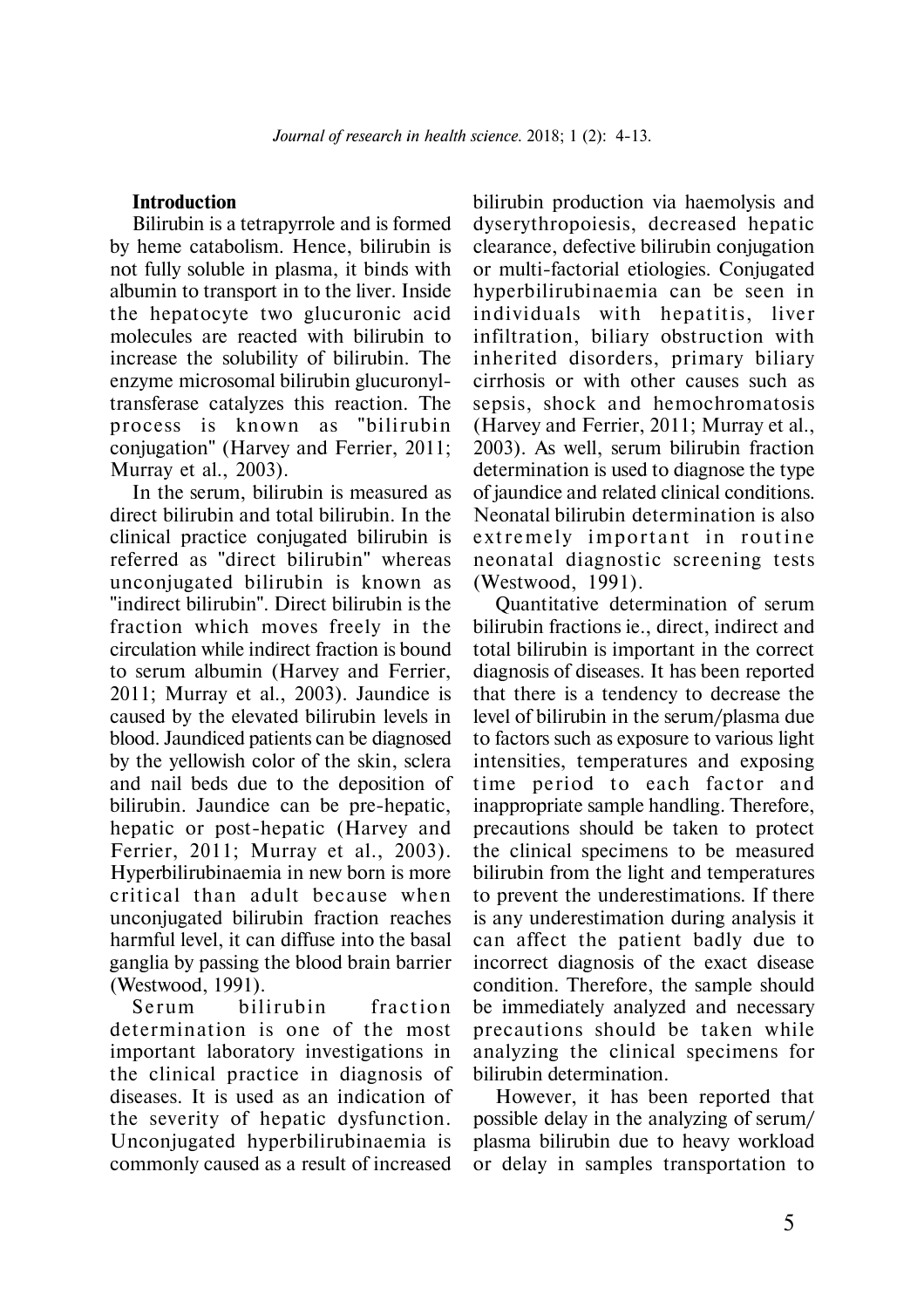## Introduction

Bilirubin is a tetrapyrrole and is formed by heme catabolism. Hence, bilirubin is not fully soluble in plasma, it binds with albumin to transport in to the liver. Inside the hepatocyte two glucuronic acid molecules are reacted with bilirubin to increase the solubility of bilirubin. The enzyme microsomal bilirubin glucuronyl-transferase catalyzes this reaction. The process is known as "bilirubin conjugation" (Harvey and Ferrier, 2011; Murray et al., 2003).

In the serum, bilirubin is measured as direct bilirubin and total bilirubin. In the clinical practice conjugated bilirubin is referred as "direct bilirubin" whereas unconjugated bilirubin is known as "indirect bilirubin". Direct bilirubin is the fraction which moves freely in the circulation while indirect fraction is bound to serum albumin (Harvey and Ferrier, 2011; Murray et al., 2003). Jaundice is caused by the elevated bilirubin levels in blood. Jaundiced patients can be diagnosed by the yellowish color of the skin, sclera and nail beds due to the deposition of bilirubin. Jaundice can be pre-hepatic, hepatic or post-hepatic (Harvey and Ferrier, 2011; Murray et al., 2003). Hyperbilirubinaemia in new born is more critical than adult because when unconjugated bilirubin fraction reaches harmful level, it can diffuse into the basal ganglia by passing the blood brain barrier (Westwood, 1991).

Serum bilirubin fraction determination is one of the most important laboratory investigations in the clinical practice in diagnosis of diseases. It is used as an indication of the severity of hepatic dysfunction. Unconjugated hyperbilirubinaemia is commonly caused as a result of increased bilirubin production via haemolysis and dyserythropoiesis, decreased hepatic clearance, defective bilirubin conjugation or multi-factorial etiologies. Conjugated hyperbilirubinaemia can be seen in individuals with hepatitis, liver infiltration, biliary obstruction with inherited disorders, primary biliary cirrhosis or with other causes such as sepsis, shock and hemochromatosis (Harvey and Ferrier, 2011; Murray et al., 2003). As well, serum bilirubin fraction determination is used to diagnose the type of jaundice and related clinical conditions. Neonatal bilirubin determination is also extremely important in routine neonatal diagnostic screening tests (Westwood, 1991).

Quantitative determination of serum bilirubin fractions ie., direct, indirect and total bilirubin is important in the correct diagnosis of diseases. It has been reported that there is a tendency to decrease the level of bilirubin in the serum/plasma due to factors such as exposure to various light intensities, temperatures and exposing time period to each factor and inappropriate sample handling. Therefore, precautions should be taken to protect the clinical specimens to be measured bilirubin from the light and temperatures to prevent the underestimations. If there is any underestimation during analysis it can affect the patient badly due to incorrect diagnosis of the exact disease condition. Therefore, the sample should be immediately analyzed and necessary precautions should be taken while analyzing the clinical specimens for bilirubin determination.

However, it has been reported that possible delay in the analyzing of serum/ plasma bilirubin due to heavy workload or delay in samples transportation to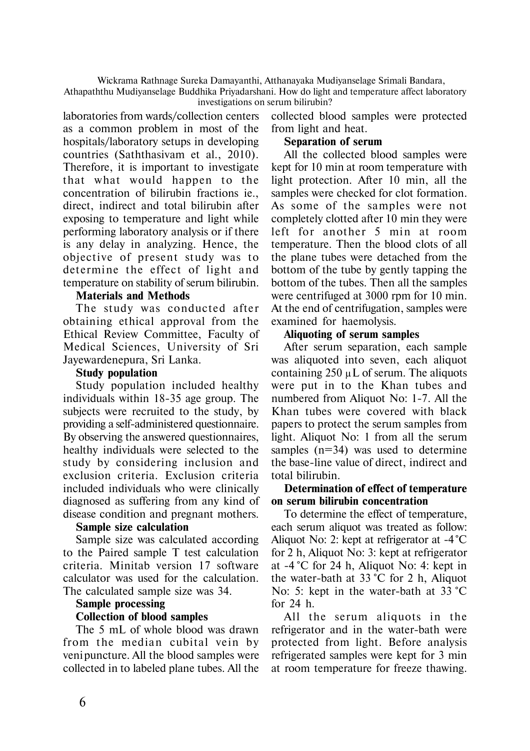laboratories from wards/collection centers as a common problem in most of the hospitals/laboratory setups in developing countries (Saththasivam et al., 2010). Therefore, it is important to investigate that what would happen to the concentration of bilirubin fractions ie., direct, indirect and total bilirubin after exposing to temperature and light while performing laboratory analysis or if there is any delay in analyzing. Hence, the objective of present study was to determine the effect of light and temperature on stability of serum bilirubin.

## Materials and Methods

The study was conducted after obtaining ethical approval from the Ethical Review Committee, Faculty of Medical Sciences, University of Sri Jayewardenepura, Sri Lanka.

### Study population

Study population included healthy individuals within 18-35 age group. The subjects were recruited to the study, by providing a self-administered questionnaire. By observing the answered questionnaires, healthy individuals were selected to the study by considering inclusion and exclusion criteria. Exclusion criteria included individuals who were clinically diagnosed as suffering from any kind of disease condition and pregnant mothers.

### Sample size calculation

Sample size was calculated according to the Paired sample T test calculation criteria. Minitab version 17 software calculator was used for the calculation. The calculated sample size was 34.

### Sample processing

#### Collection of blood samples

The 5 mL of whole blood was drawn from the median cubital vein by venipuncture. All the blood samples were collected in to labeled plane tubes. All the collected blood samples were protected from light and heat.

#### Separation of serum

All the collected blood samples were kept for 10 min at room temperature with light protection. After 10 min, all the samples were checked for clot formation. As some of the samples were not completely clotted after 10 min they were left for another 5 min at room temperature. Then the blood clots of all the plane tubes were detached from the bottom of the tube by gently tapping the bottom of the tubes. Then all the samples were centrifuged at 3000 rpm for 10 min. At the end of centrifugation, samples were examined for haemolysis.

#### Aliquoting of serum samples

After serum separation, each sample was aliquoted into seven, each aliquot containing 250 μL of serum. The aliquots were put in to the Khan tubes and numbered from Aliquot No: 1-7. All the Khan tubes were covered with black papers to protect the serum samples from light. Aliquot No: 1 from all the serum samples (n=34) was used to determine the base-line value of direct, indirect and total bilirubin.

#### Determination of effect of temperature on serum bilirubin concentration

To determine the effect of temperature, each serum aliquot was treated as follow: Aliquot No: 2: kept at refrigerator at -4 °C for 2 h, Aliquot No: 3: kept at refrigerator at -4 °C for 24 h, Aliquot No: 4: kept in the water-bath at 33 °C for 2 h, Aliquot No: 5: kept in the water-bath at 33 °C for 24 h.

All the serum aliquots in the refrigerator and in the water-bath were protected from light. Before analysis refrigerated samples were kept for 3 min at room temperature for freeze thawing.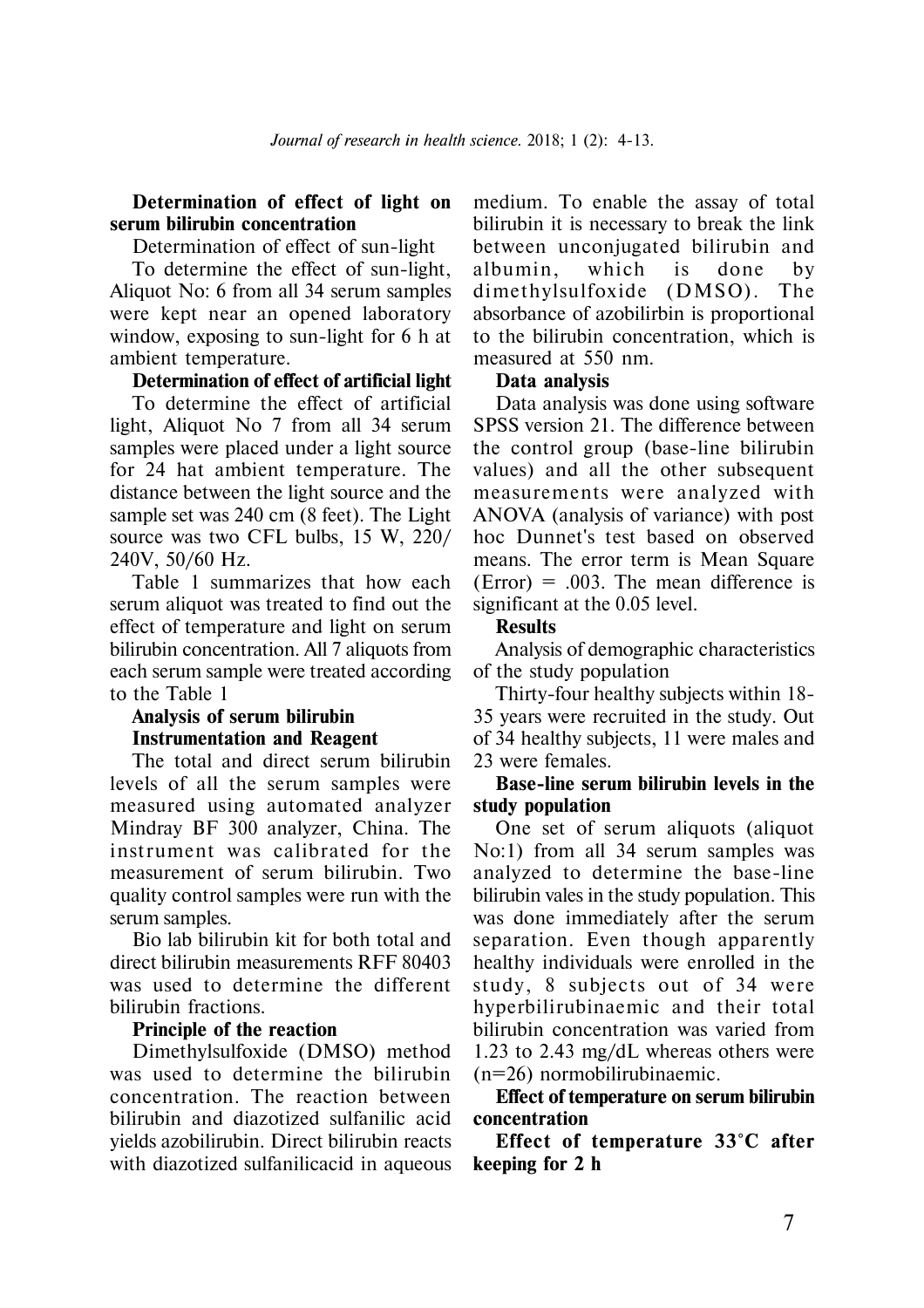### Determination of effect of light on serum bilirubin concentration

Determination of effect of sun-light

To determine the effect of sun-light, Aliquot No: 6 from all 34 serum samples were kept near an opened laboratory window, exposing to sun-light for 6 h at ambient temperature.

**Determination of effect of artificial light**

To determine the effect of artificial light, Aliquot No 7 from all 34 serum samples were placed under a light source for 24 hat ambient temperature. The distance between the light source and the sample set was 240 cm (8 feet). The Light source was two CFL bulbs, 15 W, 220/ 240V, 50/60 Hz.

Table 1 summarizes that how each serum aliquot was treated to find out the effect of temperature and light on serum bilirubin concentration. All 7 aliquots from each serum sample were treated according to the Table 1

### Analysis of serum bilirubin

**Instrumentation and Reagent**

The total and direct serum bilirubin levels of all the serum samples were measured using automated analyzer Mindray BF 300 analyzer, China. The instrument was calibrated for the measurement of serum bilirubin. Two quality control samples were run with the serum samples.

Bio lab bilirubin kit for both total and direct bilirubin measurements RFF 80403 was used to determine the different bilirubin fractions.

**Principle of the reaction**

Dimethylsulfoxide (DMSO) method was used to determine the bilirubin concentration. The reaction between bilirubin and diazotized sulfanilic acid yields azobilirubin. Direct bilirubin reacts with diazotized sulfanilicacid in aqueous medium. To enable the assay of total bilirubin it is necessary to break the link between unconjugated bilirubin and albumin, which is done by dimethylsulfoxide (DMSO). The absorbance of azobilirbin is proportional to the bilirubin concentration, which is measured at 550 nm.

**Data analysis**

Data analysis was done using software SPSS version 21. The difference between the control group (base-line bilirubin values) and all the other subsequent measurements were analyzed with ANOVA (analysis of variance) with post hoc Dunnet's test based on observed means. The error term is Mean Square (Error) = .003. The mean difference is significant at the 0.05 level.

## Results

Analysis of demographic characteristics of the study population

Thirty-four healthy subjects within 18-35 years were recruited in the study. Out of 34 healthy subjects, 11 were males and 23 were females.

**Base-line serum bilirubin levels in the study population**

One set of serum aliquots (aliquot No:1) from all 34 serum samples was analyzed to determine the base-line bilirubin vales in the study population. This was done immediately after the serum separation. Even though apparently healthy individuals were enrolled in the study, 8 subjects out of 34 were hyperbilirubinaemic and their total bilirubin concentration was varied from 1.23 to 2.43 mg/dL whereas others were (n=26) normobilirubinaemic.

**Effect of temperature on serum bilirubin concentration**

**Effect of temperature 33°C after keeping for 2 h**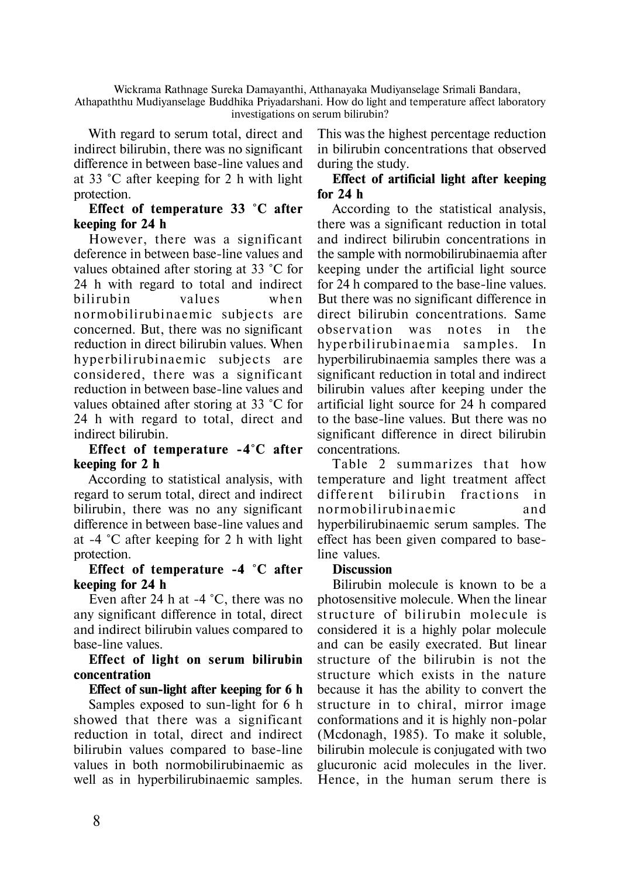With regard to serum total, direct and indirect bilirubin, there was no significant difference in between base-line values and at 33 °C after keeping for 2 h with light protection.

**Effect of temperature 33 °C after keeping for 24 h**

However, there was a significant deference in between base-line values and values obtained after storing at 33 °C for 24 h with regard to total and indirect bilirubin values when normobilirubinaemic subjects are concerned. But, there was no significant reduction in direct bilirubin values. When hyperbilirubinaemic subjects are considered, there was a significant reduction in between base-line values and values obtained after storing at 33 °C for 24 h with regard to total, direct and indirect bilirubin.

**Effect of temperature -4°C after keeping for 2 h**

According to statistical analysis, with regard to serum total, direct and indirect bilirubin, there was no any significant difference in between base-line values and at -4 °C after keeping for 2 h with light protection.

**Effect of temperature -4 °C after keeping for 24 h**

Even after 24 h at -4 °C, there was no any significant difference in total, direct and indirect bilirubin values compared to base-line values.

**Effect of light on serum bilirubin concentration**

**Effect of sun-light after keeping for 6 h**

Samples exposed to sun-light for 6 h showed that there was a significant reduction in total, direct and indirect bilirubin values compared to base-line values in both normobilirubinaemic as well as in hyperbilirubinaemic samples. This was the highest percentage reduction in bilirubin concentrations that observed during the study.

**Effect of artificial light after keeping for 24 h**

According to the statistical analysis, there was a significant reduction in total and indirect bilirubin concentrations in the sample with normobilirubinaemia after keeping under the artificial light source for 24 h compared to the base-line values. But there was no significant difference in direct bilirubin concentrations. Same observation was notes in the hyperbilirubinaemia samples. In hyperbilirubinaemia samples there was a significant reduction in total and indirect bilirubin values after keeping under the artificial light source for 24 h compared to the base-line values. But there was no significant difference in direct bilirubin concentrations.

Table 2 summarizes that how temperature and light treatment affect different bilirubin fractions in normobilirubinaemic and hyperbilirubinaemic serum samples. The effect has been given compared to base-line values.

**Discussion**

Bilirubin molecule is known to be a photosensitive molecule. When the linear structure of bilirubin molecule is considered it is a highly polar molecule and can be easily execrated. But linear structure of the bilirubin is not the structure which exists in the nature because it has the ability to convert the structure in to chiral, mirror image conformations and it is highly non-polar (Mcdonagh, 1985). To make it soluble, bilirubin molecule is conjugated with two glucuronic acid molecules in the liver. Hence, in the human serum there is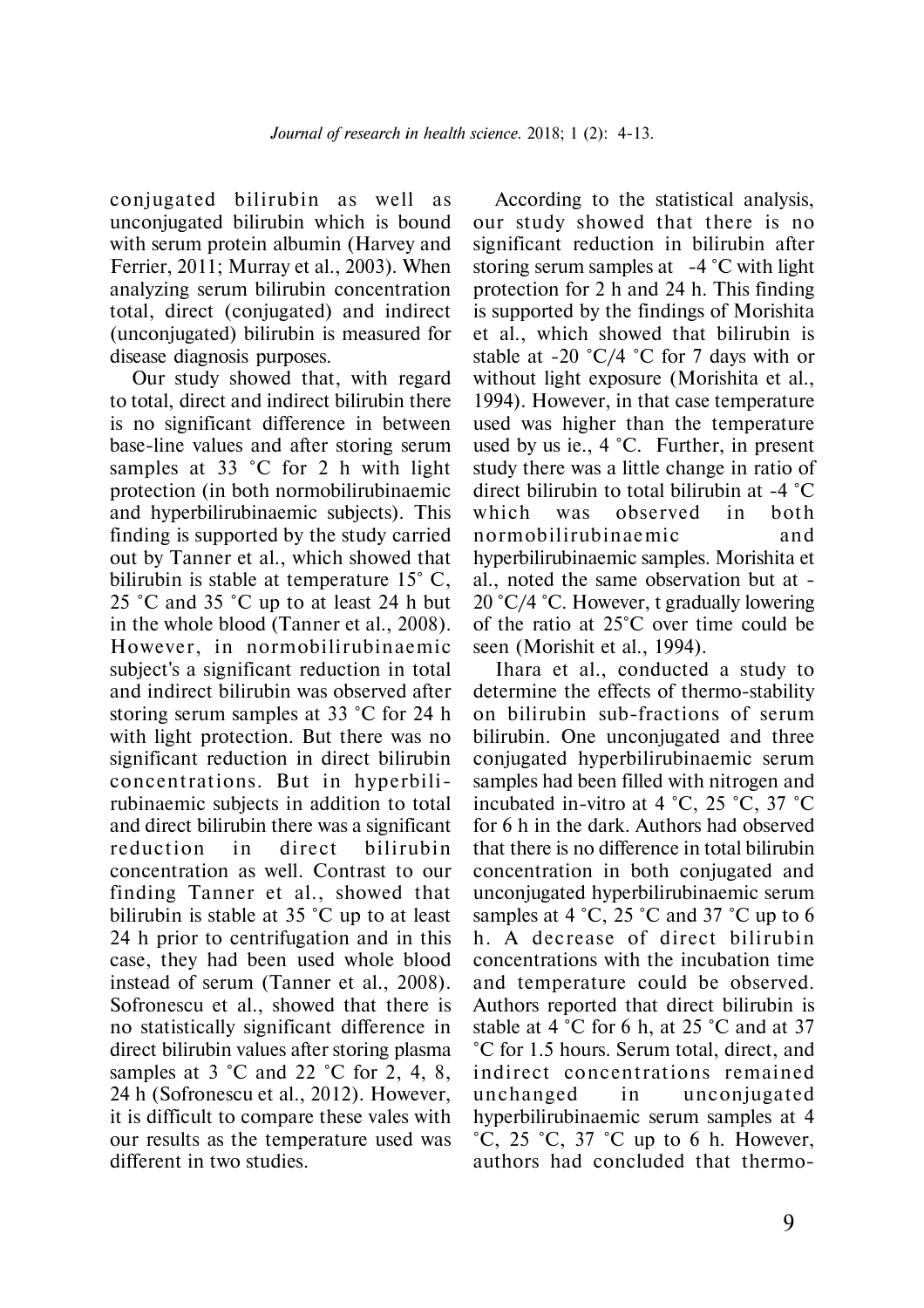conjugated bilirubin as well as unconjugated bilirubin which is bound with serum protein albumin (Harvey and Ferrier, 2011; Murray et al., 2003). When analyzing serum bilirubin concentration total, direct (conjugated) and indirect (unconjugated) bilirubin is measured for disease diagnosis purposes.

Our study showed that, with regard to total, direct and indirect bilirubin there is no significant difference in between base-line values and after storing serum samples at 33 ˚C for 2 h with light protection (in both normobilirubinaemic and hyperbilirubinaemic subjects). This finding is supported by the study carried out by Tanner et al., which showed that bilirubin is stable at temperature 15˚ C, 25 ˚C and 35 ˚C up to at least 24 h but in the whole blood (Tanner et al., 2008). However, in normobilirubinaemic subject's a significant reduction in total and indirect bilirubin was observed after storing serum samples at 33 ˚C for 24 h with light protection. But there was no significant reduction in direct bilirubin concentrations. But in hyperbilirubinaemic subjects in addition to total and direct bilirubin there was a significant reduction in direct bilirubin concentration as well. Contrast to our finding Tanner et al., showed that bilirubin is stable at 35 ˚C up to at least 24 h prior to centrifugation and in this case, they had been used whole blood instead of serum (Tanner et al., 2008). Sofronescu et al., showed that there is no statistically significant difference in direct bilirubin values after storing plasma samples at 3 ˚C and 22 ˚C for 2, 4, 8, 24 h (Sofronescu et al., 2012). However, it is difficult to compare these vales with our results as the temperature used was different in two studies.

According to the statistical analysis, our study showed that there is no significant reduction in bilirubin after storing serum samples at -4 ˚C with light protection for 2 h and 24 h. This finding is supported by the findings of Morishita et al., which showed that bilirubin is stable at -20 ˚C/4 ˚C for 7 days with or without light exposure (Morishita et al., 1994). However, in that case temperature used was higher than the temperature used by us ie., 4 ˚C. Further, in present study there was a little change in ratio of direct bilirubin to total bilirubin at -4 ˚C which was observed in both normobilirubinaemic and hyperbilirubinaemic samples. Morishita et al., noted the same observation but at -20 ˚C/4 ˚C. However, t gradually lowering of the ratio at 25˚C over time could be seen (Morishit et al., 1994).

Ihara et al., conducted a study to determine the effects of thermo-stability on bilirubin sub-fractions of serum bilirubin. One unconjugated and three conjugated hyperbilirubinaemic serum samples had been filled with nitrogen and incubated in-vitro at 4 ˚C, 25 ˚C, 37 ˚C for 6 h in the dark. Authors had observed that there is no difference in total bilirubin concentration in both conjugated and unconjugated hyperbilirubinaemic serum samples at 4 ˚C, 25 ˚C and 37 ˚C up to 6 h. A decrease of direct bilirubin concentrations with the incubation time and temperature could be observed. Authors reported that direct bilirubin is stable at 4 ˚C for 6 h, at 25 ˚C and at 37 ˚C for 1.5 hours. Serum total, direct, and indirect concentrations remained unchanged in unconjugated hyperbilirubinaemic serum samples at 4 ˚C, 25 ˚C, 37 ˚C up to 6 h. However, authors had concluded that thermo-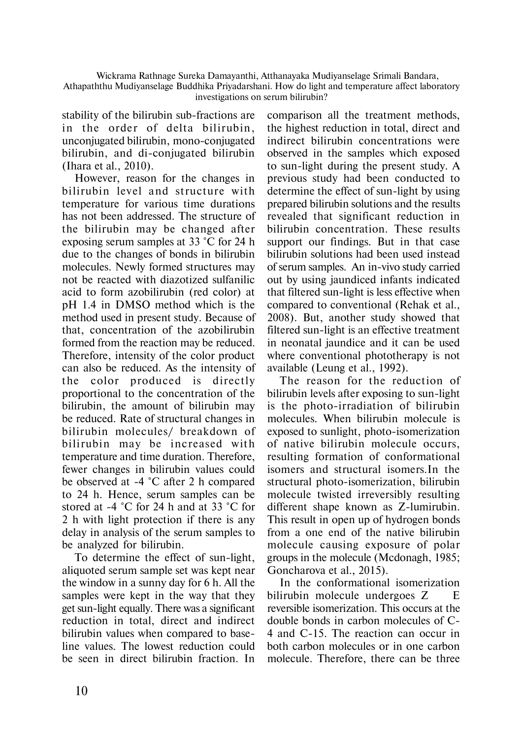stability of the bilirubin sub-fractions are in the order of delta bilirubin, unconjugated bilirubin, mono-conjugated bilirubin, and di-conjugated bilirubin (Ihara et al., 2010).

However, reason for the changes in bilirubin level and structure with temperature for various time durations has not been addressed. The structure of the bilirubin may be changed after exposing serum samples at 33 ˚C for 24 h due to the changes of bonds in bilirubin molecules. Newly formed structures may not be reacted with diazotized sulfanilic acid to form azobilirubin (red color) at pH 1.4 in DMSO method which is the method used in present study. Because of that, concentration of the azobilirubin formed from the reaction may be reduced. Therefore, intensity of the color product can also be reduced. As the intensity of the color produced is directly proportional to the concentration of the bilirubin, the amount of bilirubin may be reduced. Rate of structural changes in bilirubin molecules/ breakdown of bilirubin may be increased with temperature and time duration. Therefore, fewer changes in bilirubin values could be observed at -4 ˚C after 2 h compared to 24 h. Hence, serum samples can be stored at -4 ˚C for 24 h and at 33 ˚C for 2 h with light protection if there is any delay in analysis of the serum samples to be analyzed for bilirubin.

To determine the effect of sun-light, aliquoted serum sample set was kept near the window in a sunny day for 6 h. All the samples were kept in the way that they get sun-light equally. There was a significant reduction in total, direct and indirect bilirubin values when compared to base-line values. The lowest reduction could be seen in direct bilirubin fraction. In comparison all the treatment methods, the highest reduction in total, direct and indirect bilirubin concentrations were observed in the samples which exposed to sun-light during the present study. A previous study had been conducted to determine the effect of sun-light by using prepared bilirubin solutions and the results revealed that significant reduction in bilirubin concentration. These results support our findings. But in that case bilirubin solutions had been used instead of serum samples. An in-vivo study carried out by using jaundiced infants indicated that filtered sun-light is less effective when compared to conventional (Rehak et al., 2008). But, another study showed that filtered sun-light is an effective treatment in neonatal jaundice and it can be used where conventional phototherapy is not available (Leung et al., 1992).

The reason for the reduction of bilirubin levels after exposing to sun-light is the photo-irradiation of bilirubin molecules. When bilirubin molecule is exposed to sunlight, photo-isomerization of native bilirubin molecule occurs, resulting formation of conformational isomers and structural isomers.In the structural photo-isomerization, bilirubin molecule twisted irreversibly resulting different shape known as Z-lumirubin. This result in open up of hydrogen bonds from a one end of the native bilirubin molecule causing exposure of polar groups in the molecule (Mcdonagh, 1985; Goncharova et al., 2015).

In the conformational isomerization bilirubin molecule undergoes Z E reversible isomerization. This occurs at the double bonds in carbon molecules of C-4 and C-15. The reaction can occur in both carbon molecules or in one carbon molecule. Therefore, there can be three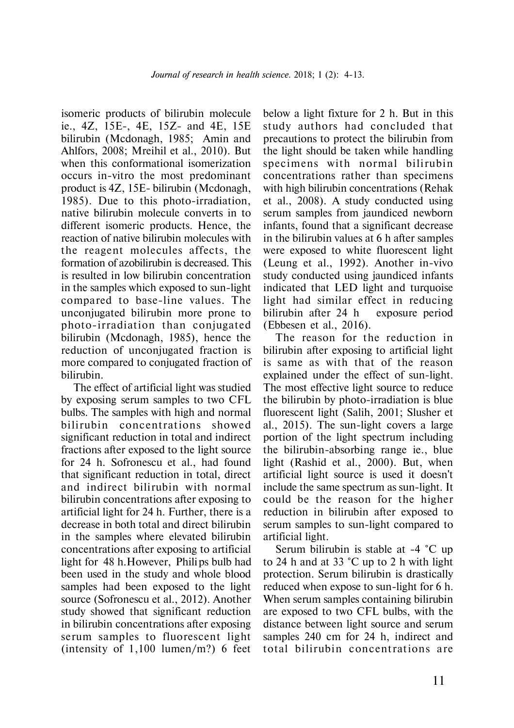isomeric products of bilirubin molecule ie., 4Z, 15E-, 4E, 15Z- and 4E, 15E bilirubin (Mcdonagh, 1985; Amin and Ahlfors, 2008; Mreihil et al., 2010). But when this conformational isomerization occurs in-vitro the most predominant product is 4Z, 15E- bilirubin (Mcdonagh, 1985). Due to this photo-irradiation, native bilirubin molecule converts in to different isomeric products. Hence, the reaction of native bilirubin molecules with the reagent molecules affects, the formation of azobilirubin is decreased. This is resulted in low bilirubin concentration in the samples which exposed to sun-light compared to base-line values. The unconjugated bilirubin more prone to photo-irradiation than conjugated bilirubin (Mcdonagh, 1985), hence the reduction of unconjugated fraction is more compared to conjugated fraction of bilirubin.

The effect of artificial light was studied by exposing serum samples to two CFL bulbs. The samples with high and normal bilirubin concentrations showed significant reduction in total and indirect fractions after exposed to the light source for 24 h. Sofronescu et al., had found that significant reduction in total, direct and indirect bilirubin with normal bilirubin concentrations after exposing to artificial light for 24 h. Further, there is a decrease in both total and direct bilirubin in the samples where elevated bilirubin concentrations after exposing to artificial light for 48 h. However, Philips bulb had been used in the study and whole blood samples had been exposed to the light source (Sofronescu et al., 2012). Another study showed that significant reduction in bilirubin concentrations after exposing serum samples to fluorescent light (intensity of 1,100 lumen/m?) 6 feet below a light fixture for 2 h. But in this study authors had concluded that precautions to protect the bilirubin from the light should be taken while handling specimens with normal bilirubin concentrations rather than specimens with high bilirubin concentrations (Rehak et al., 2008). A study conducted using serum samples from jaundiced newborn infants, found that a significant decrease in the bilirubin values at 6 h after samples were exposed to white fluorescent light (Leung et al., 1992). Another in-vivo study conducted using jaundiced infants indicated that LED light and turquoise light had similar effect in reducing bilirubin after 24 h exposure period (Ebbesen et al., 2016).

The reason for the reduction in bilirubin after exposing to artificial light is same as with that of the reason explained under the effect of sun-light. The most effective light source to reduce the bilirubin by photo-irradiation is blue fluorescent light (Salih, 2001; Slusher et al., 2015). The sun-light covers a large portion of the light spectrum including the bilirubin-absorbing range ie., blue light (Rashid et al., 2000). But, when artificial light source is used it doesn't include the same spectrum as sun-light. It could be the reason for the higher reduction in bilirubin after exposed to serum samples to sun-light compared to artificial light.

Serum bilirubin is stable at -4 ˚C up to 24 h and at 33 ˚C up to 2 h with light protection. Serum bilirubin is drastically reduced when expose to sun-light for 6 h. When serum samples containing bilirubin are exposed to two CFL bulbs, with the distance between light source and serum samples 240 cm for 24 h, indirect and total bilirubin concentrations are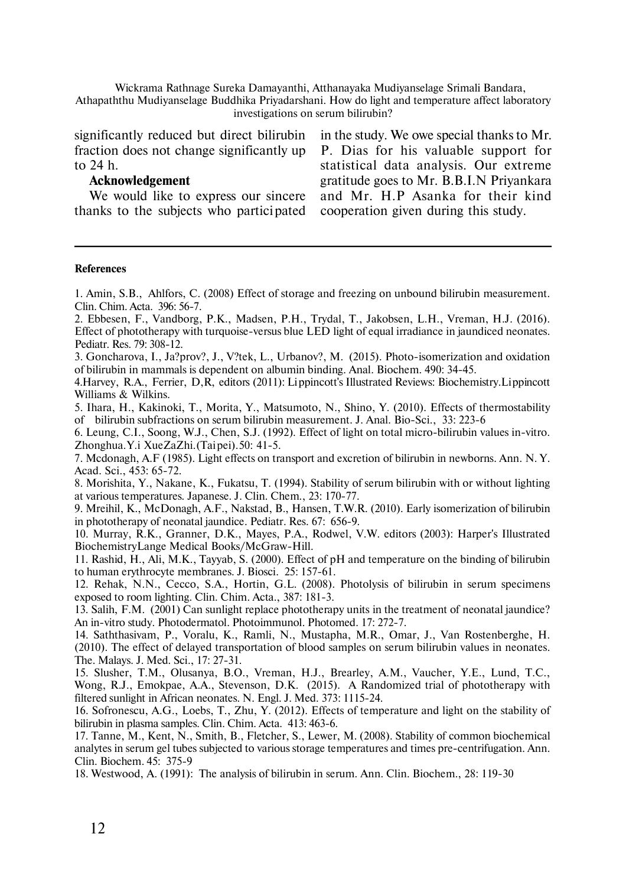significantly reduced but direct bilirubin fraction does not change significantly up to 24 h.

### Acknowledgement

We would like to express our sincere thanks to the subjects who participated in the study. We owe special thanks to Mr. P. Dias for his valuable support for statistical data analysis. Our extreme gratitude goes to Mr. B.B.I.N Priyankara and Mr. H.P Asanka for their kind cooperation given during this study.

---

### References

1. Amin, S.B., Ahlfors, C. (2008) Effect of storage and freezing on unbound bilirubin measurement. Clin. Chim. Acta. 396: 56-7.
2. Ebbesen, F., Vandborg, P.K., Madsen, P.H., Trydal, T., Jakobsen, L.H., Vreman, H.J. (2016). Effect of phototherapy with turquoise-versus blue LED light of equal irradiance in jaundiced neonates. Pediatr. Res. 79: 308-12.
3. Goncharova, I., Ja?prov?, J., V?tek, L., Urbanov?, M. (2015). Photo-isomerization and oxidation of bilirubin in mammals is dependent on albumin binding. Anal. Biochem. 490: 34-45.
4. Harvey, R.A., Ferrier, D,R, editors (2011): Lippincott's Illustrated Reviews: Biochemistry.Lippincott Williams & Wilkins.
5. Ihara, H., Kakinoki, T., Morita, Y., Matsumoto, N., Shino, Y. (2010). Effects of thermostability of bilirubin subfractions on serum bilirubin measurement. J. Anal. Bio-Sci., 33: 223-6
6. Leung, C.I., Soong, W.J., Chen, S.J. (1992). Effect of light on total micro-bilirubin values in-vitro. Zhonghua.Y.i XueZaZhi.(Taipei).50: 41-5.
7. Mcdonagh, A.F (1985). Light effects on transport and excretion of bilirubin in newborns. Ann. N. Y. Acad. Sci., 453: 65-72.
8. Morishita, Y., Nakane, K., Fukatsu, T. (1994). Stability of serum bilirubin with or without lighting at various temperatures. Japanese. J. Clin. Chem., 23: 170-77.
9. Mreihil, K., McDonagh, A.F., Nakstad, B., Hansen, T.W.R. (2010). Early isomerization of bilirubin in phototherapy of neonatal jaundice. Pediatr. Res. 67: 656-9.
10. Murray, R.K., Granner, D.K., Mayes, P.A., Rodwel, V.W. editors (2003): Harper's Illustrated BiochemistryLange Medical Books/McGraw-Hill.
11. Rashid, H., Ali, M.K., Tayyab, S. (2000). Effect of pH and temperature on the binding of bilirubin to human erythrocyte membranes. J. Biosci. 25: 157-61.
12. Rehak, N.N., Cecco, S.A., Hortin, G.L. (2008). Photolysis of bilirubin in serum specimens exposed to room lighting. Clin. Chim. Acta., 387: 181-3.
13. Salih, F.M. (2001) Can sunlight replace phototherapy units in the treatment of neonatal jaundice? An in-vitro study. Photodermatol. Photoimmunol. Photomed. 17: 272-7.
14. Saththasivam, P., Voralu, K., Ramli, N., Mustapha, M.R., Omar, J., Van Rostenberghe, H. (2010). The effect of delayed transportation of blood samples on serum bilirubin values in neonates. The. Malays. J. Med. Sci., 17: 27-31.
15. Slusher, T.M., Olusanya, B.O., Vreman, H.J., Brearley, A.M., Vaucher, Y.E., Lund, T.C., Wong, R.J., Emokpae, A.A., Stevenson, D.K. (2015). A Randomized trial of phototherapy with filtered sunlight in African neonates. N. Engl. J. Med. 373: 1115-24.
16. Sofronescu, A.G., Loebs, T., Zhu, Y. (2012). Effects of temperature and light on the stability of bilirubin in plasma samples. Clin. Chim. Acta. 413: 463-6.
17. Tanne, M., Kent, N., Smith, B., Fletcher, S., Lewer, M. (2008). Stability of common biochemical analytes in serum gel tubes subjected to various storage temperatures and times pre-centrifugation. Ann. Clin. Biochem. 45: 375-9
18. Westwood, A. (1991): The analysis of bilirubin in serum. Ann. Clin. Biochem., 28: 119-30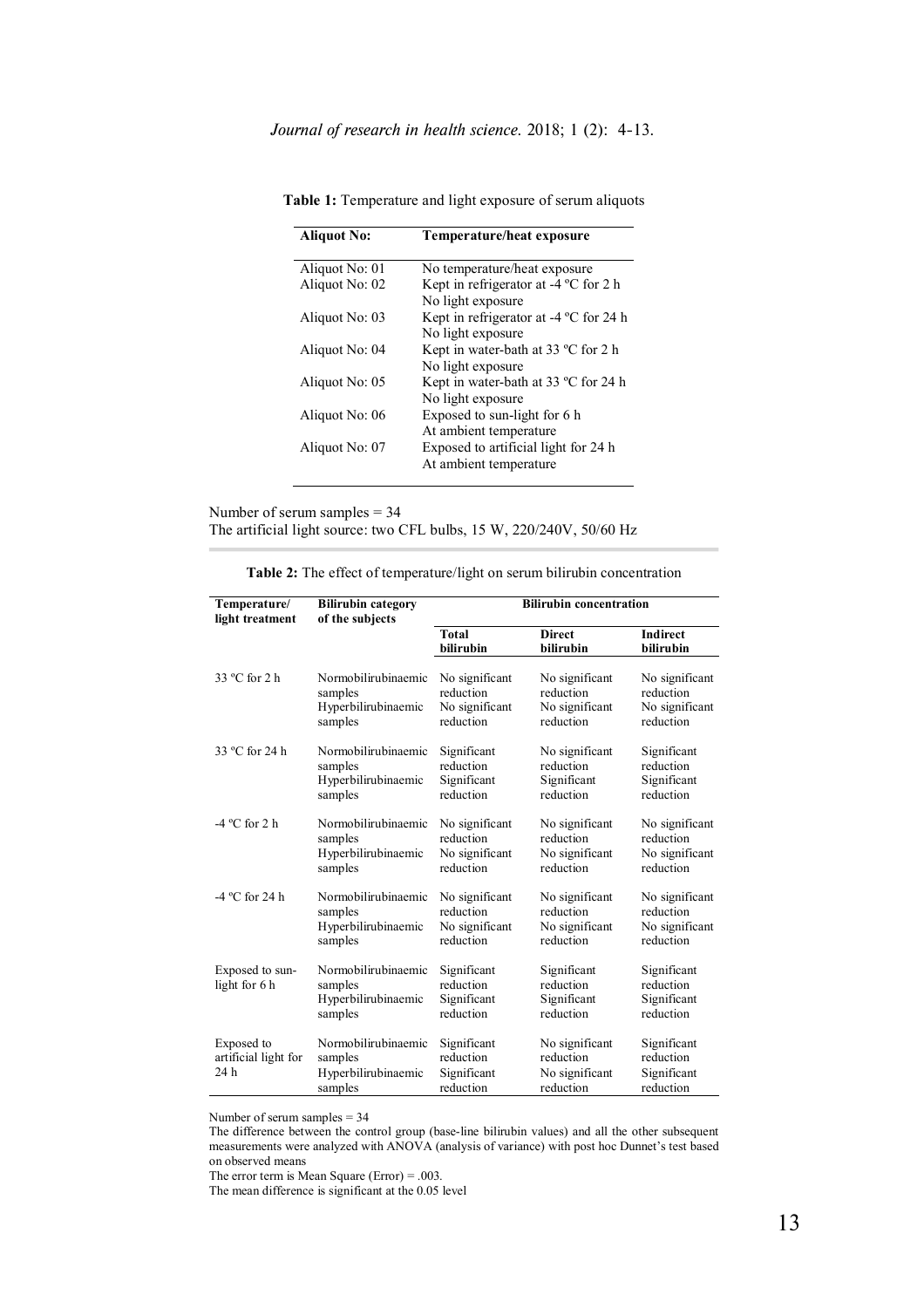**Table 1:** Temperature and light exposure of serum aliquots

| Aliquot No: | Temperature/heat exposure |
| --- | --- |
| Aliquot No: 01 | No temperature/heat exposure |
| Aliquot No: 02 | Kept in refrigerator at -4 ºC for 2 h No light exposure |
| Aliquot No: 03 | Kept in refrigerator at -4 ºC for 24 h No light exposure |
| Aliquot No: 04 | Kept in water-bath at 33 ºC for 2 h No light exposure |
| Aliquot No: 05 | Kept in water-bath at 33 ºC for 24 h No light exposure |
| Aliquot No: 06 | Exposed to sun-light for 6 h At ambient temperature |
| Aliquot No: 07 | Exposed to artificial light for 24 h At ambient temperature |

Number of serum samples = 34
The artificial light source: two CFL bulbs, 15 W, 220/240V, 50/60 Hz

**Table 2:** The effect of temperature/light on serum bilirubin concentration

| Temperature/ light treatment | Bilirubin category of the subjects | Bilirubin concentration | | |
| --- | --- | --- | --- | --- |
| | | Total bilirubin | Direct bilirubin | Indirect bilirubin |
| 33 ºC for 2 h | Normobilirubinaemic samples | No significant reduction | No significant reduction | No significant reduction |
| | Hyperbilirubinaemic samples | No significant reduction | No significant reduction | No significant reduction |
| 33 ºC for 24 h | Normobilirubinaemic samples | Significant reduction | No significant reduction | Significant reduction |
| | Hyperbilirubinaemic samples | Significant reduction | Significant reduction | Significant reduction |
| -4 ºC for 2 h | Normobilirubinaemic samples | No significant reduction | No significant reduction | No significant reduction |
| | Hyperbilirubinaemic samples | No significant reduction | No significant reduction | No significant reduction |
| -4 ºC for 24 h | Normobilirubinaemic samples | No significant reduction | No significant reduction | No significant reduction |
| | Hyperbilirubinaemic samples | No significant reduction | No significant reduction | No significant reduction |
| Exposed to sun-light for 6 h | Normobilirubinaemic samples | Significant reduction | Significant reduction | Significant reduction |
| | Hyperbilirubinaemic samples | Significant reduction | Significant reduction | Significant reduction |
| Exposed to artificial light for 24 h | Normobilirubinaemic samples | Significant reduction | No significant reduction | Significant reduction |
| | Hyperbilirubinaemic samples | Significant reduction | No significant reduction | Significant reduction |

Number of serum samples = 34
The difference between the control group (base-line bilirubin values) and all the other subsequent measurements were analyzed with ANOVA (analysis of variance) with post hoc Dunnet's test based on observed means
The error term is Mean Square (Error) = .003.
The mean difference is significant at the 0.05 level